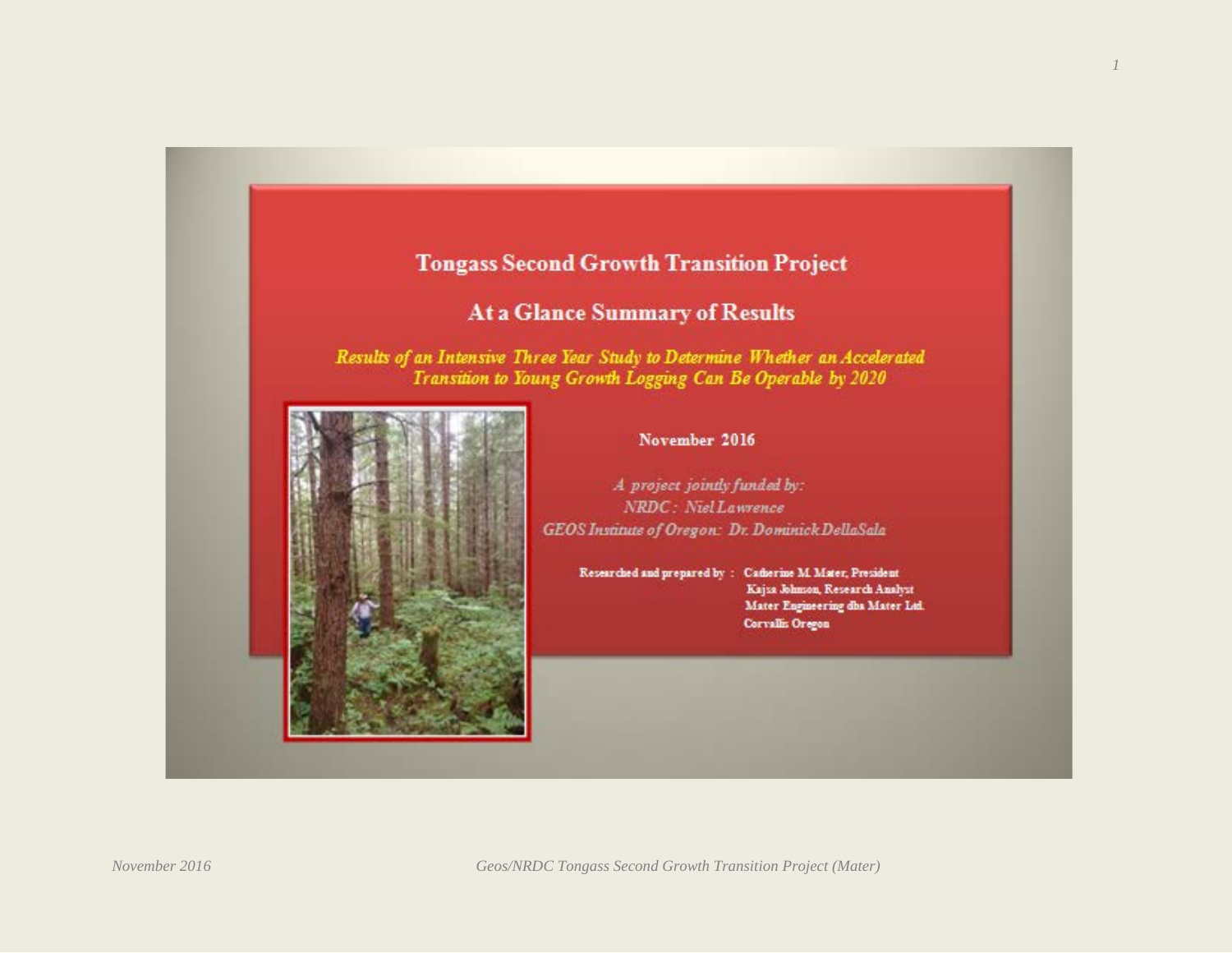# Tongass Second Growth Transition Project

## At a Glance Summary of Results

***Results of an Intensive Three Year Study to Determine Whether an Accelerated Transition to Young Growth Logging Can Be Operable by 2020***

**November 2016**

*A project jointly funded by:*
*NRDC: Niel Lawrence*
*GEOS Institute of Oregon: Dr. Dominick DellaSala*

**Researched and prepared by :** Catherine M. Mater, President
Kajsa Johnson, Research Analyst
Mater Engineering dba Mater Ltd.
Corvallis Oregon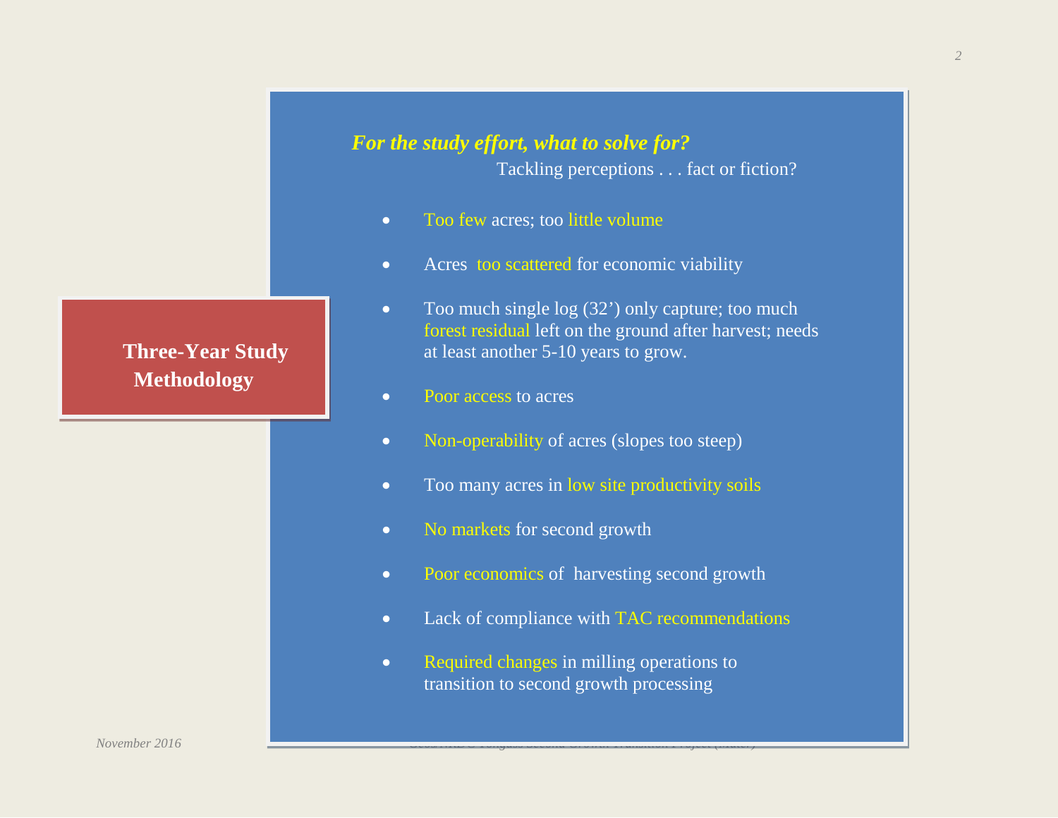## Three-Year Study Methodology

***For the study effort, what to solve for?***

Tackling perceptions . . . fact or fiction?

- Too few acres; too little volume
- Acres too scattered for economic viability
- Too much single log (32') only capture; too much forest residual left on the ground after harvest; needs at least another 5-10 years to grow.
- Poor access to acres
- Non-operability of acres (slopes too steep)
- Too many acres in low site productivity soils
- No markets for second growth
- Poor economics of harvesting second growth
- Lack of compliance with TAC recommendations
- Required changes in milling operations to transition to second growth processing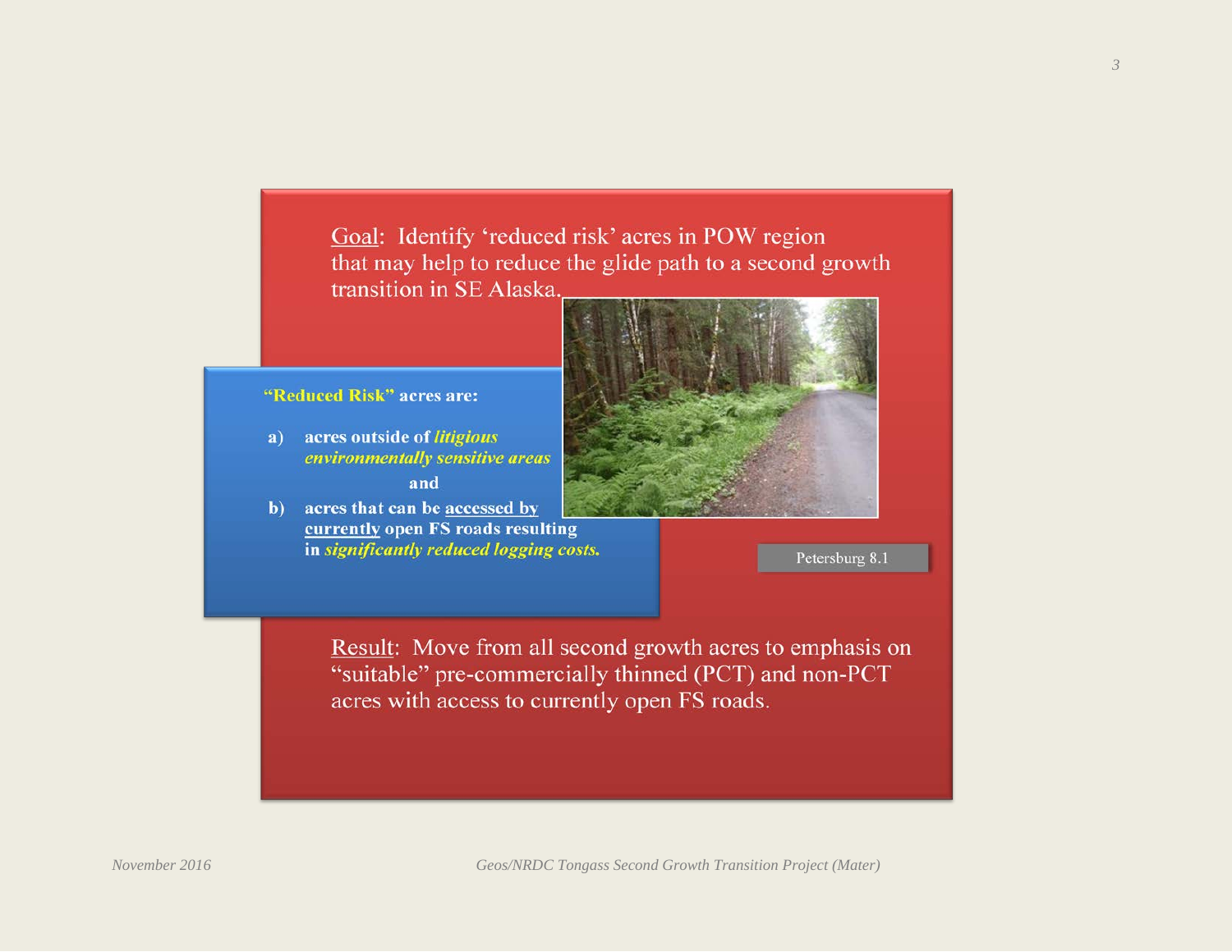Goal: Identify 'reduced risk' acres in POW region that may help to reduce the glide path to a second growth transition in SE Alaska.

**"Reduced Risk" acres are:**

a) **acres outside of *litigious environmentally sensitive areas***

**and**

b) **acres that can be accessed by currently open FS roads resulting in *significantly reduced logging costs.***

Petersburg 8.1

Result: Move from all second growth acres to emphasis on "suitable" pre-commercially thinned (PCT) and non-PCT acres with access to currently open FS roads.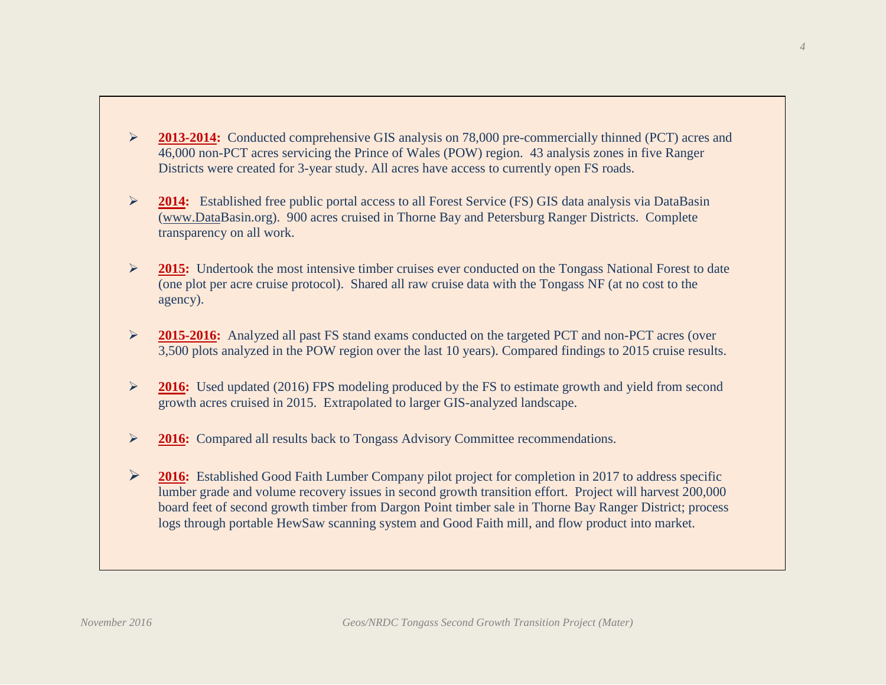- **2013-2014:** Conducted comprehensive GIS analysis on 78,000 pre-commercially thinned (PCT) acres and 46,000 non-PCT acres servicing the Prince of Wales (POW) region. 43 analysis zones in five Ranger Districts were created for 3-year study. All acres have access to currently open FS roads.

- **2014:** Established free public portal access to all Forest Service (FS) GIS data analysis via DataBasin (www.DataBasin.org). 900 acres cruised in Thorne Bay and Petersburg Ranger Districts. Complete transparency on all work.

- **2015:** Undertook the most intensive timber cruises ever conducted on the Tongass National Forest to date (one plot per acre cruise protocol). Shared all raw cruise data with the Tongass NF (at no cost to the agency).

- **2015-2016:** Analyzed all past FS stand exams conducted on the targeted PCT and non-PCT acres (over 3,500 plots analyzed in the POW region over the last 10 years). Compared findings to 2015 cruise results.

- **2016:** Used updated (2016) FPS modeling produced by the FS to estimate growth and yield from second growth acres cruised in 2015. Extrapolated to larger GIS-analyzed landscape.

- **2016:** Compared all results back to Tongass Advisory Committee recommendations.

- **2016:** Established Good Faith Lumber Company pilot project for completion in 2017 to address specific lumber grade and volume recovery issues in second growth transition effort. Project will harvest 200,000 board feet of second growth timber from Dargon Point timber sale in Thorne Bay Ranger District; process logs through portable HewSaw scanning system and Good Faith mill, and flow product into market.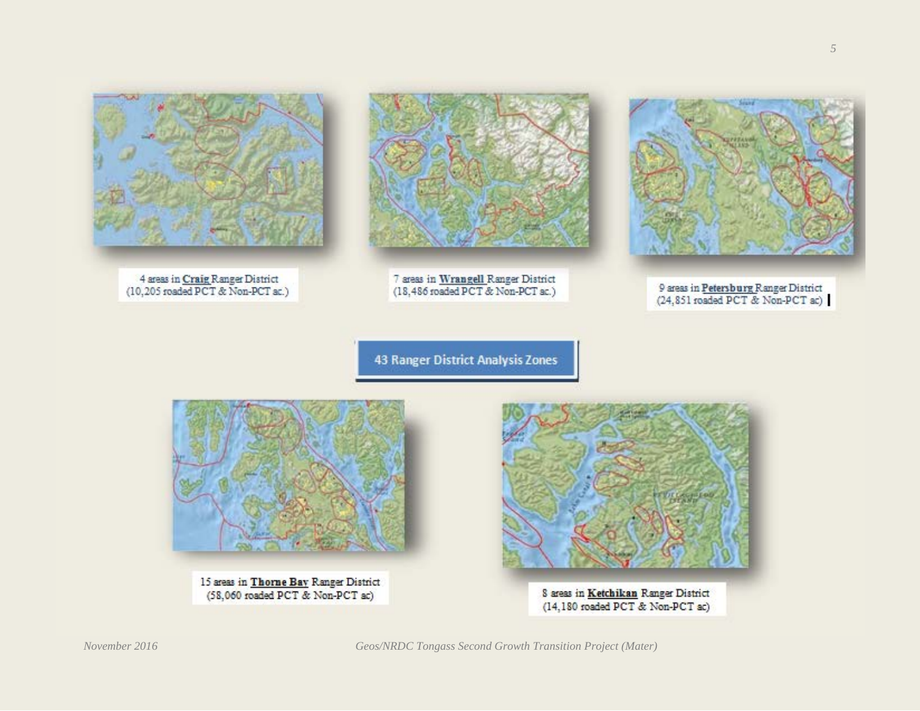4 areas in **Craig** Ranger District
(10,205 roaded PCT & Non-PCT ac.)

7 areas in **Wrangell** Ranger District
(18,486 roaded PCT & Non-PCT ac.)

9 areas in **Petersburg** Ranger District
(24,851 roaded PCT & Non-PCT ac)

**43 Ranger District Analysis Zones**

15 areas in **Thorne Bay** Ranger District
(58,060 roaded PCT & Non-PCT ac)

8 areas in **Ketchikan** Ranger District
(14,180 roaded PCT & Non-PCT ac)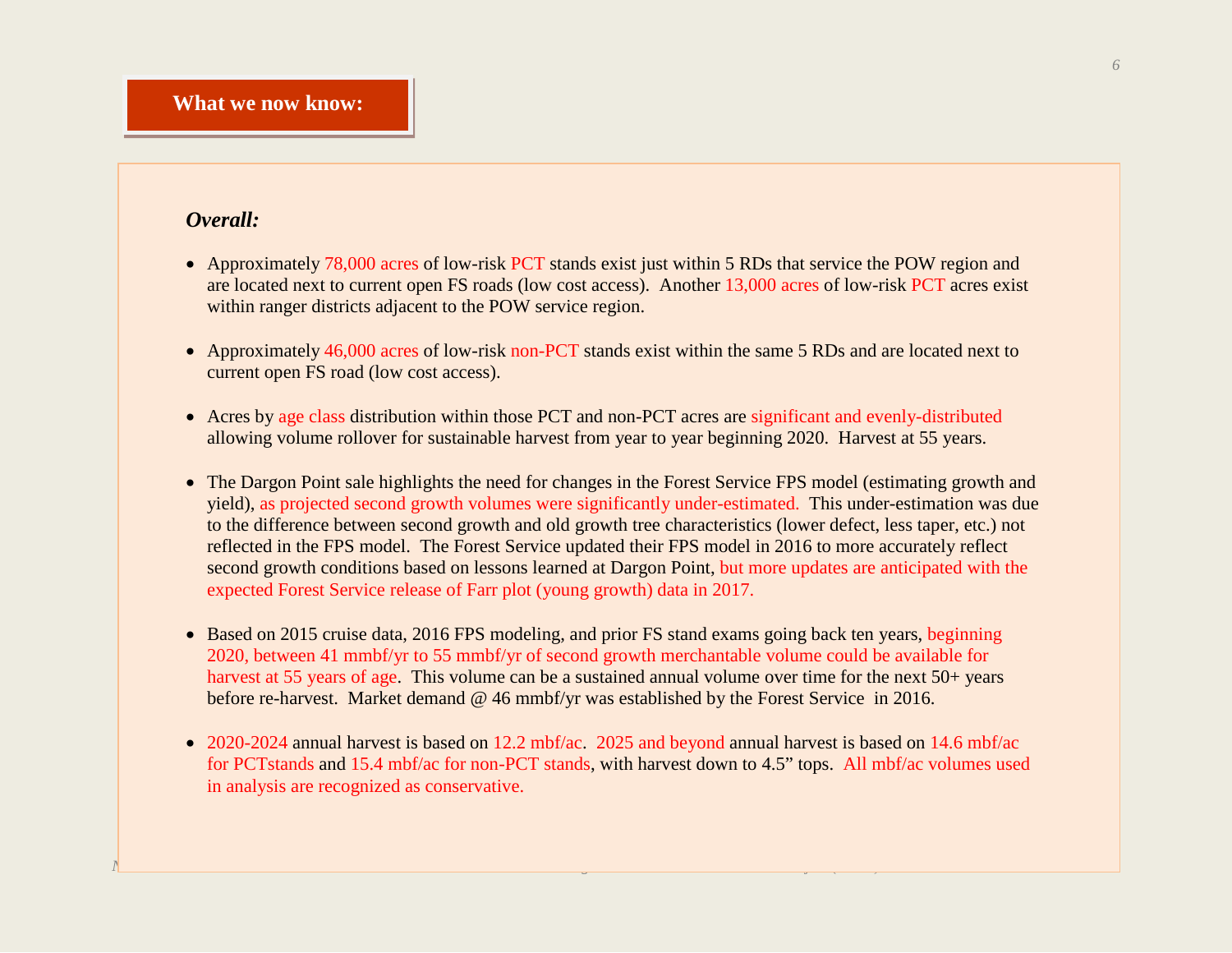## What we now know:

***Overall:***

- Approximately 78,000 acres of low-risk PCT stands exist just within 5 RDs that service the POW region and are located next to current open FS roads (low cost access). Another 13,000 acres of low-risk PCT acres exist within ranger districts adjacent to the POW service region.

- Approximately 46,000 acres of low-risk non-PCT stands exist within the same 5 RDs and are located next to current open FS road (low cost access).

- Acres by age class distribution within those PCT and non-PCT acres are significant and evenly-distributed allowing volume rollover for sustainable harvest from year to year beginning 2020. Harvest at 55 years.

- The Dargon Point sale highlights the need for changes in the Forest Service FPS model (estimating growth and yield), as projected second growth volumes were significantly under-estimated. This under-estimation was due to the difference between second growth and old growth tree characteristics (lower defect, less taper, etc.) not reflected in the FPS model. The Forest Service updated their FPS model in 2016 to more accurately reflect second growth conditions based on lessons learned at Dargon Point, but more updates are anticipated with the expected Forest Service release of Farr plot (young growth) data in 2017.

- Based on 2015 cruise data, 2016 FPS modeling, and prior FS stand exams going back ten years, beginning 2020, between 41 mmbf/yr to 55 mmbf/yr of second growth merchantable volume could be available for harvest at 55 years of age. This volume can be a sustained annual volume over time for the next 50+ years before re-harvest. Market demand @ 46 mmbf/yr was established by the Forest Service in 2016.

- 2020-2024 annual harvest is based on 12.2 mbf/ac. 2025 and beyond annual harvest is based on 14.6 mbf/ac for PCTstands and 15.4 mbf/ac for non-PCT stands, with harvest down to 4.5" tops. All mbf/ac volumes used in analysis are recognized as conservative.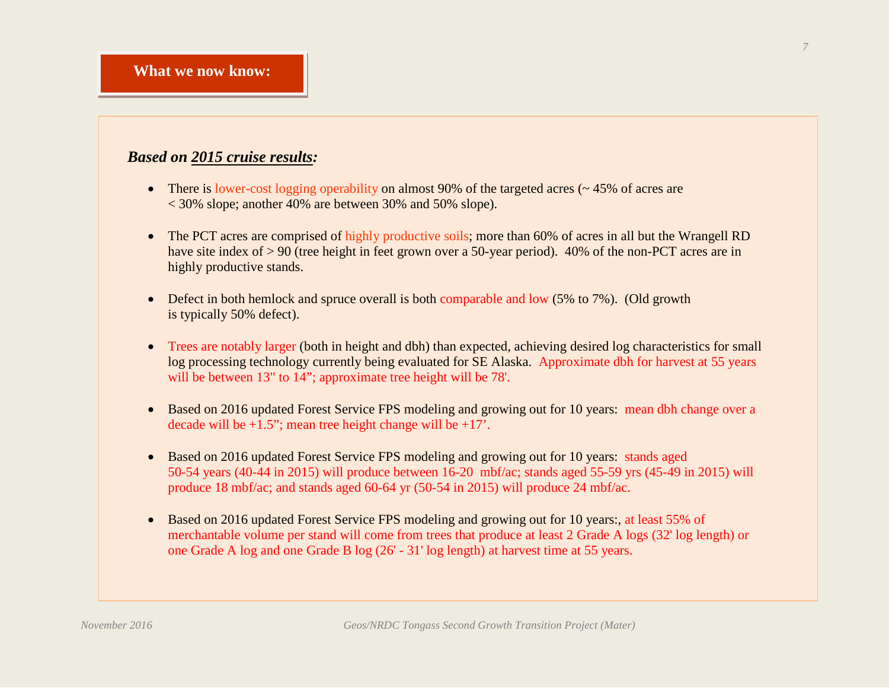## What we now know:

***Based on 2015 cruise results:***

- There is lower-cost logging operability on almost 90% of the targeted acres (~ 45% of acres are < 30% slope; another 40% are between 30% and 50% slope).

- The PCT acres are comprised of highly productive soils; more than 60% of acres in all but the Wrangell RD have site index of > 90 (tree height in feet grown over a 50-year period). 40% of the non-PCT acres are in highly productive stands.

- Defect in both hemlock and spruce overall is both comparable and low (5% to 7%). (Old growth is typically 50% defect).

- Trees are notably larger (both in height and dbh) than expected, achieving desired log characteristics for small log processing technology currently being evaluated for SE Alaska. Approximate dbh for harvest at 55 years will be between 13" to 14"; approximate tree height will be 78'.

- Based on 2016 updated Forest Service FPS modeling and growing out for 10 years: mean dbh change over a decade will be +1.5"; mean tree height change will be +17'.

- Based on 2016 updated Forest Service FPS modeling and growing out for 10 years: stands aged 50-54 years (40-44 in 2015) will produce between 16-20 mbf/ac; stands aged 55-59 yrs (45-49 in 2015) will produce 18 mbf/ac; and stands aged 60-64 yr (50-54 in 2015) will produce 24 mbf/ac.

- Based on 2016 updated Forest Service FPS modeling and growing out for 10 years:, at least 55% of merchantable volume per stand will come from trees that produce at least 2 Grade A logs (32' log length) or one Grade A log and one Grade B log (26' - 31' log length) at harvest time at 55 years.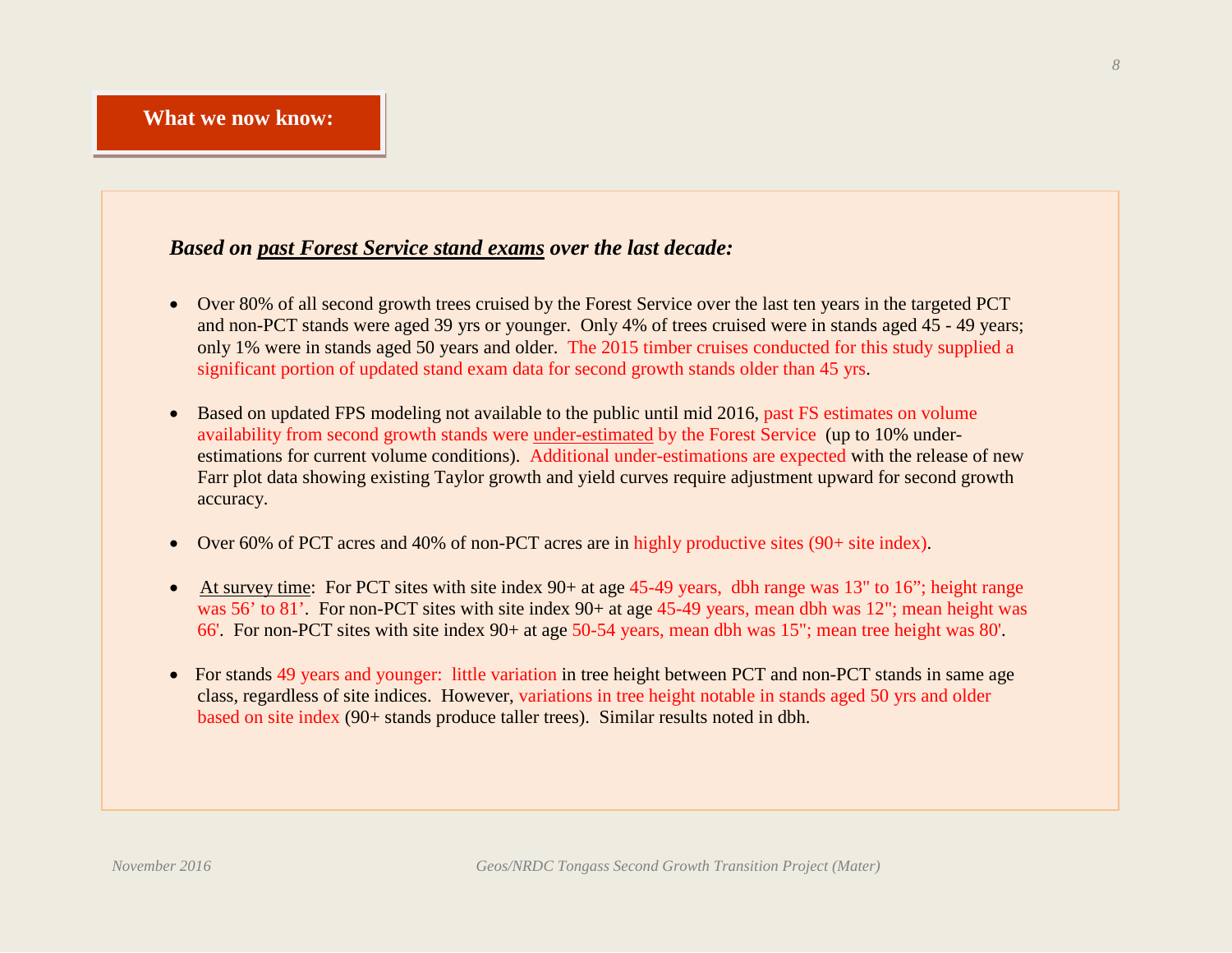## What we now know:

***Based on past Forest Service stand exams over the last decade:***

- Over 80% of all second growth trees cruised by the Forest Service over the last ten years in the targeted PCT and non-PCT stands were aged 39 yrs or younger. Only 4% of trees cruised were in stands aged 45 - 49 years; only 1% were in stands aged 50 years and older. The 2015 timber cruises conducted for this study supplied a significant portion of updated stand exam data for second growth stands older than 45 yrs.

- Based on updated FPS modeling not available to the public until mid 2016, past FS estimates on volume availability from second growth stands were under-estimated by the Forest Service (up to 10% under-estimations for current volume conditions). Additional under-estimations are expected with the release of new Farr plot data showing existing Taylor growth and yield curves require adjustment upward for second growth accuracy.

- Over 60% of PCT acres and 40% of non-PCT acres are in highly productive sites (90+ site index).

- At survey time: For PCT sites with site index 90+ at age 45-49 years, dbh range was 13" to 16"; height range was 56' to 81'. For non-PCT sites with site index 90+ at age 45-49 years, mean dbh was 12"; mean height was 66'. For non-PCT sites with site index 90+ at age 50-54 years, mean dbh was 15"; mean tree height was 80'.

- For stands 49 years and younger: little variation in tree height between PCT and non-PCT stands in same age class, regardless of site indices. However, variations in tree height notable in stands aged 50 yrs and older based on site index (90+ stands produce taller trees). Similar results noted in dbh.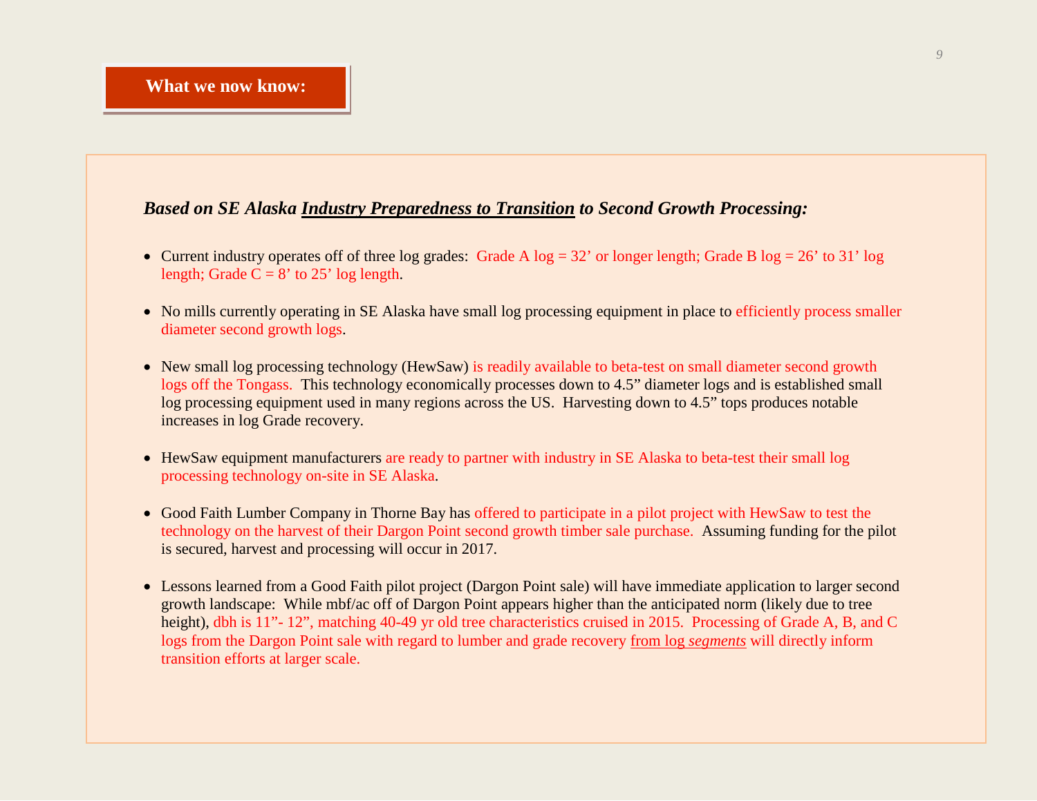## What we now know:

***Based on SE Alaska <u>Industry Preparedness to Transition</u> to Second Growth Processing:***

- Current industry operates off of three log grades: Grade A log = 32' or longer length; Grade B log = 26' to 31' log length; Grade C = 8' to 25' log length.

- No mills currently operating in SE Alaska have small log processing equipment in place to efficiently process smaller diameter second growth logs.

- New small log processing technology (HewSaw) is readily available to beta-test on small diameter second growth logs off the Tongass. This technology economically processes down to 4.5" diameter logs and is established small log processing equipment used in many regions across the US. Harvesting down to 4.5" tops produces notable increases in log Grade recovery.

- HewSaw equipment manufacturers are ready to partner with industry in SE Alaska to beta-test their small log processing technology on-site in SE Alaska.

- Good Faith Lumber Company in Thorne Bay has offered to participate in a pilot project with HewSaw to test the technology on the harvest of their Dargon Point second growth timber sale purchase. Assuming funding for the pilot is secured, harvest and processing will occur in 2017.

- Lessons learned from a Good Faith pilot project (Dargon Point sale) will have immediate application to larger second growth landscape: While mbf/ac off of Dargon Point appears higher than the anticipated norm (likely due to tree height), dbh is 11"- 12", matching 40-49 yr old tree characteristics cruised in 2015. Processing of Grade A, B, and C logs from the Dargon Point sale with regard to lumber and grade recovery <u>from log *segments*</u> will directly inform transition efforts at larger scale.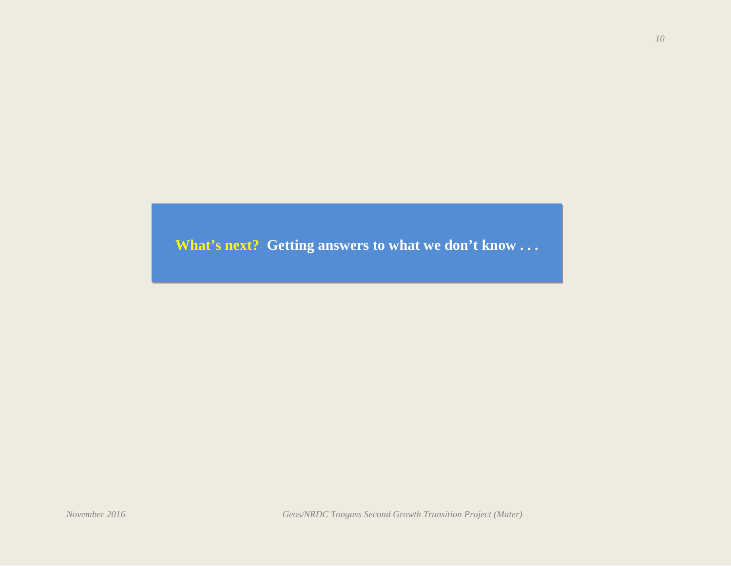**What's next?  Getting answers to what we don't know . . .**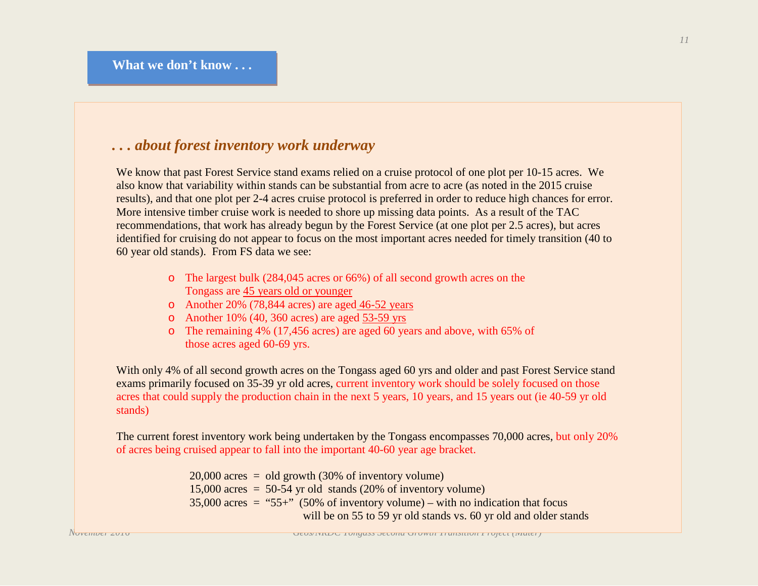## What we don't know . . .

### *. . . about forest inventory work underway*

We know that past Forest Service stand exams relied on a cruise protocol of one plot per 10-15 acres. We also know that variability within stands can be substantial from acre to acre (as noted in the 2015 cruise results), and that one plot per 2-4 acres cruise protocol is preferred in order to reduce high chances for error. More intensive timber cruise work is needed to shore up missing data points. As a result of the TAC recommendations, that work has already begun by the Forest Service (at one plot per 2.5 acres), but acres identified for cruising do not appear to focus on the most important acres needed for timely transition (40 to 60 year old stands). From FS data we see:

- The largest bulk (284,045 acres or 66%) of all second growth acres on the Tongass are 45 years old or younger
- Another 20% (78,844 acres) are aged 46-52 years
- Another 10% (40, 360 acres) are aged 53-59 yrs
- The remaining 4% (17,456 acres) are aged 60 years and above, with 65% of those acres aged 60-69 yrs.

With only 4% of all second growth acres on the Tongass aged 60 yrs and older and past Forest Service stand exams primarily focused on 35-39 yr old acres, current inventory work should be solely focused on those acres that could supply the production chain in the next 5 years, 10 years, and 15 years out (ie 40-59 yr old stands)

The current forest inventory work being undertaken by the Tongass encompasses 70,000 acres, but only 20% of acres being cruised appear to fall into the important 40-60 year age bracket.

20,000 acres = old growth (30% of inventory volume)
15,000 acres = 50-54 yr old stands (20% of inventory volume)
35,000 acres = "55+" (50% of inventory volume) – with no indication that focus will be on 55 to 59 yr old stands vs. 60 yr old and older stands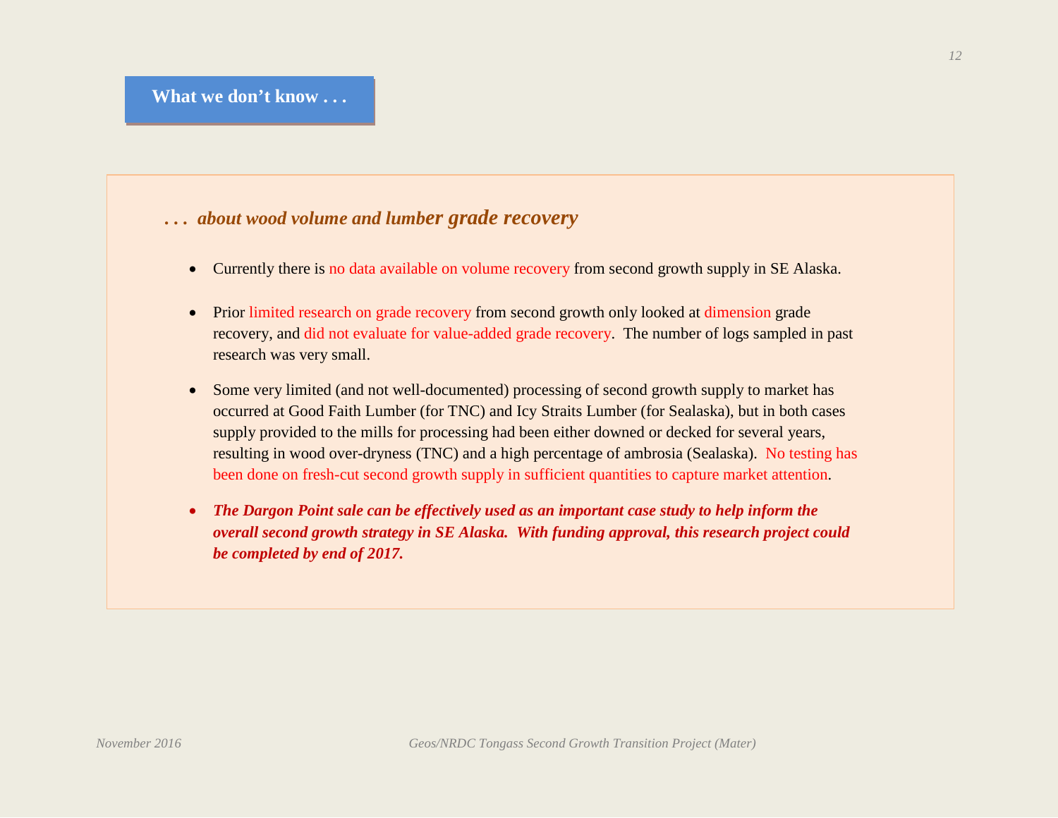## What we don't know . . .

### *. . . about wood volume and lumber grade recovery*

- Currently there is no data available on volume recovery from second growth supply in SE Alaska.
- Prior limited research on grade recovery from second growth only looked at dimension grade recovery, and did not evaluate for value-added grade recovery. The number of logs sampled in past research was very small.
- Some very limited (and not well-documented) processing of second growth supply to market has occurred at Good Faith Lumber (for TNC) and Icy Straits Lumber (for Sealaska), but in both cases supply provided to the mills for processing had been either downed or decked for several years, resulting in wood over-dryness (TNC) and a high percentage of ambrosia (Sealaska). No testing has been done on fresh-cut second growth supply in sufficient quantities to capture market attention.
- ***The Dargon Point sale can be effectively used as an important case study to help inform the overall second growth strategy in SE Alaska. With funding approval, this research project could be completed by end of 2017.***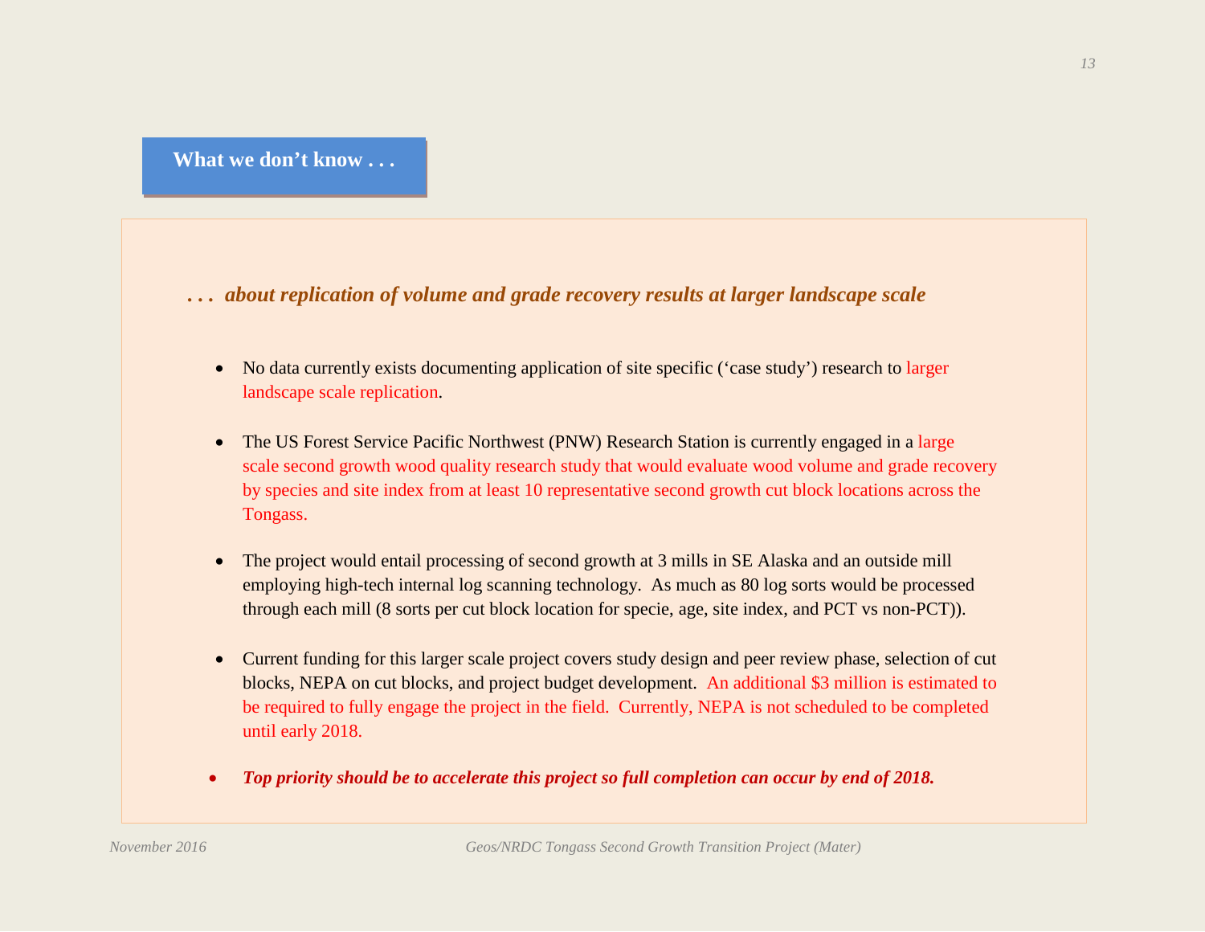## What we don't know . . .

***. . . about replication of volume and grade recovery results at larger landscape scale***

- No data currently exists documenting application of site specific ('case study') research to larger landscape scale replication.

- The US Forest Service Pacific Northwest (PNW) Research Station is currently engaged in a large scale second growth wood quality research study that would evaluate wood volume and grade recovery by species and site index from at least 10 representative second growth cut block locations across the Tongass.

- The project would entail processing of second growth at 3 mills in SE Alaska and an outside mill employing high-tech internal log scanning technology. As much as 80 log sorts would be processed through each mill (8 sorts per cut block location for specie, age, site index, and PCT vs non-PCT)).

- Current funding for this larger scale project covers study design and peer review phase, selection of cut blocks, NEPA on cut blocks, and project budget development. An additional $3 million is estimated to be required to fully engage the project in the field. Currently, NEPA is not scheduled to be completed until early 2018.

- ***Top priority should be to accelerate this project so full completion can occur by end of 2018.***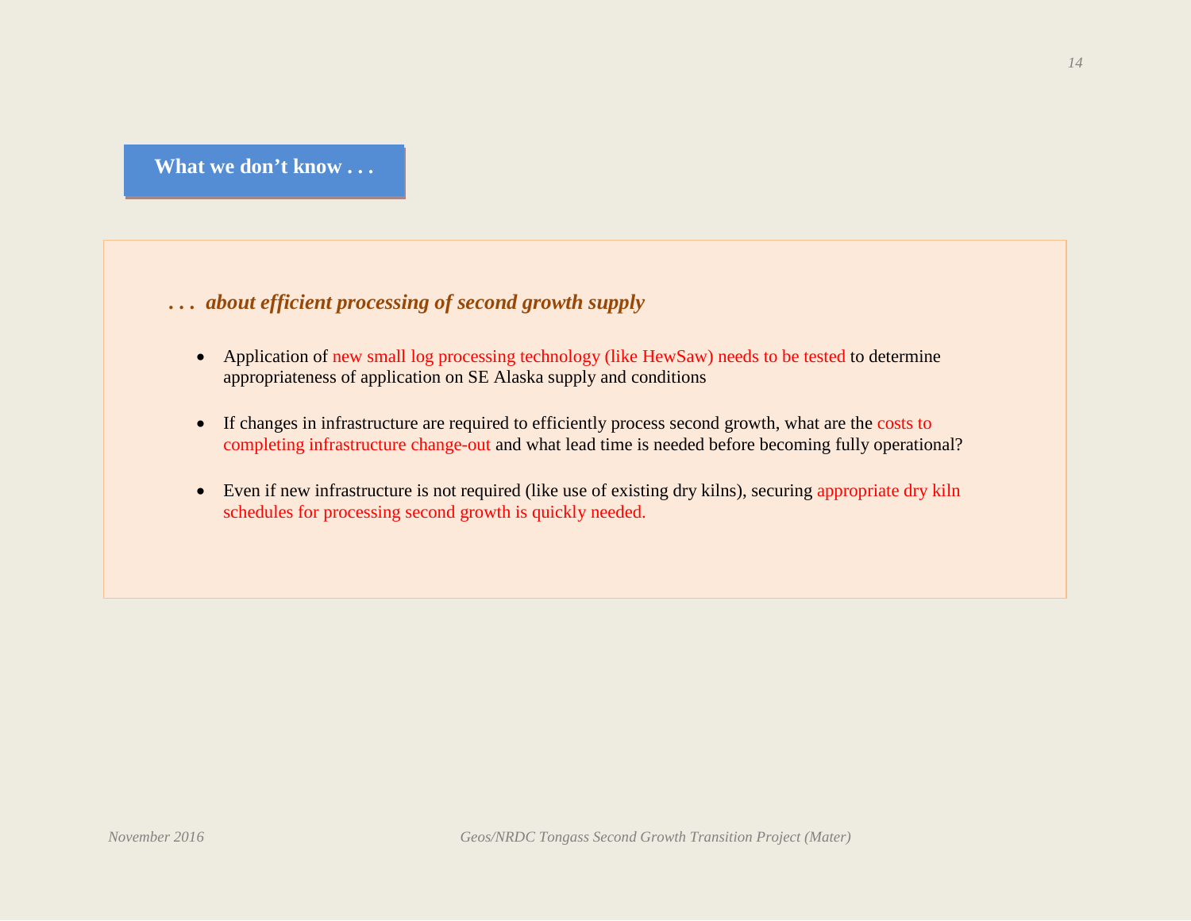## What we don't know . . .

***. . . about efficient processing of second growth supply***

- Application of new small log processing technology (like HewSaw) needs to be tested to determine appropriateness of application on SE Alaska supply and conditions
- If changes in infrastructure are required to efficiently process second growth, what are the costs to completing infrastructure change-out and what lead time is needed before becoming fully operational?
- Even if new infrastructure is not required (like use of existing dry kilns), securing appropriate dry kiln schedules for processing second growth is quickly needed.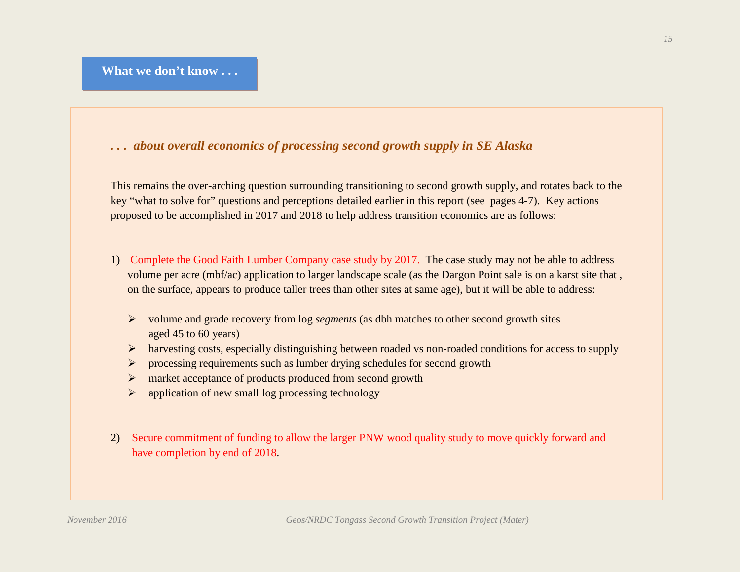## What we don't know . . .

### *. . . about overall economics of processing second growth supply in SE Alaska*

This remains the over-arching question surrounding transitioning to second growth supply, and rotates back to the key "what to solve for" questions and perceptions detailed earlier in this report (see pages 4-7). Key actions proposed to be accomplished in 2017 and 2018 to help address transition economics are as follows:

1) Complete the Good Faith Lumber Company case study by 2017. The case study may not be able to address volume per acre (mbf/ac) application to larger landscape scale (as the Dargon Point sale is on a karst site that , on the surface, appears to produce taller trees than other sites at same age), but it will be able to address:

   - volume and grade recovery from log *segments* (as dbh matches to other second growth sites aged 45 to 60 years)
   - harvesting costs, especially distinguishing between roaded vs non-roaded conditions for access to supply
   - processing requirements such as lumber drying schedules for second growth
   - market acceptance of products produced from second growth
   - application of new small log processing technology

2) Secure commitment of funding to allow the larger PNW wood quality study to move quickly forward and have completion by end of 2018.